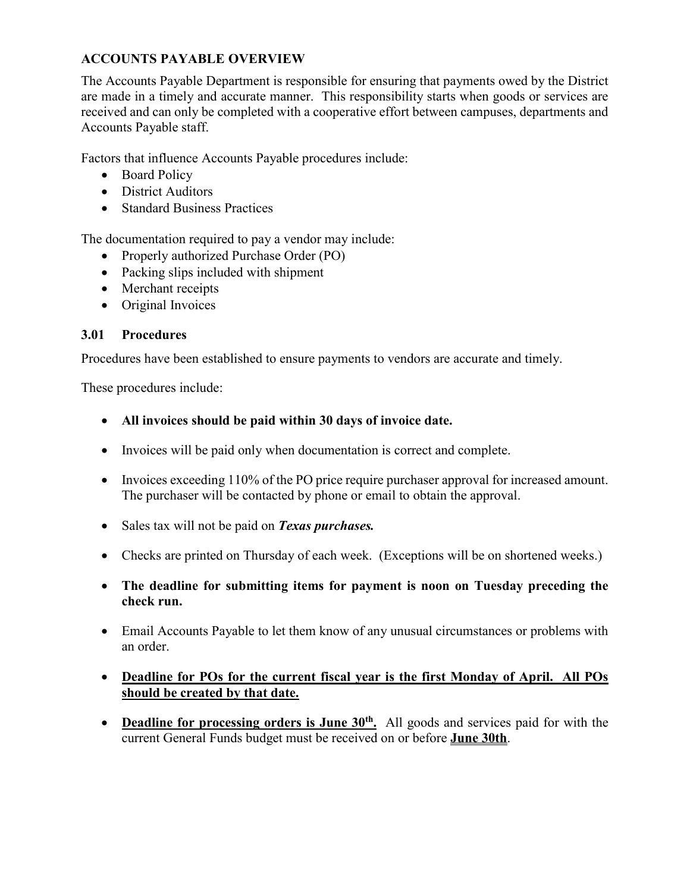## ACCOUNTS PAYABLE OVERVIEW

The Accounts Payable Department is responsible for ensuring that payments owed by the District are made in a timely and accurate manner. This responsibility starts when goods or services are received and can only be completed with a cooperative effort between campuses, departments and Accounts Payable staff.

Factors that influence Accounts Payable procedures include:

- Board Policy
- District Auditors
- Standard Business Practices

The documentation required to pay a vendor may include:

- Properly authorized Purchase Order (PO)
- Packing slips included with shipment
- Merchant receipts
- Original Invoices

### 3.01 Procedures

Procedures have been established to ensure payments to vendors are accurate and timely.

These procedures include:

- **All invoices should be paid within 30 days of invoice date.**
- Invoices will be paid only when documentation is correct and complete.
- Invoices exceeding 110% of the PO price require purchaser approval for increased amount. The purchaser will be contacted by phone or email to obtain the approval.
- Sales tax will not be paid on ***Texas purchases.***
- Checks are printed on Thursday of each week. (Exceptions will be on shortened weeks.)
- **The deadline for submitting items for payment is noon on Tuesday preceding the check run.**
- Email Accounts Payable to let them know of any unusual circumstances or problems with an order.
- <u>**Deadline for POs for the current fiscal year is the first Monday of April. All POs should be created by that date.**</u>
- <u>**Deadline for processing orders is June 30th.**</u> All goods and services paid for with the current General Funds budget must be received on or before <u>**June 30th**</u>.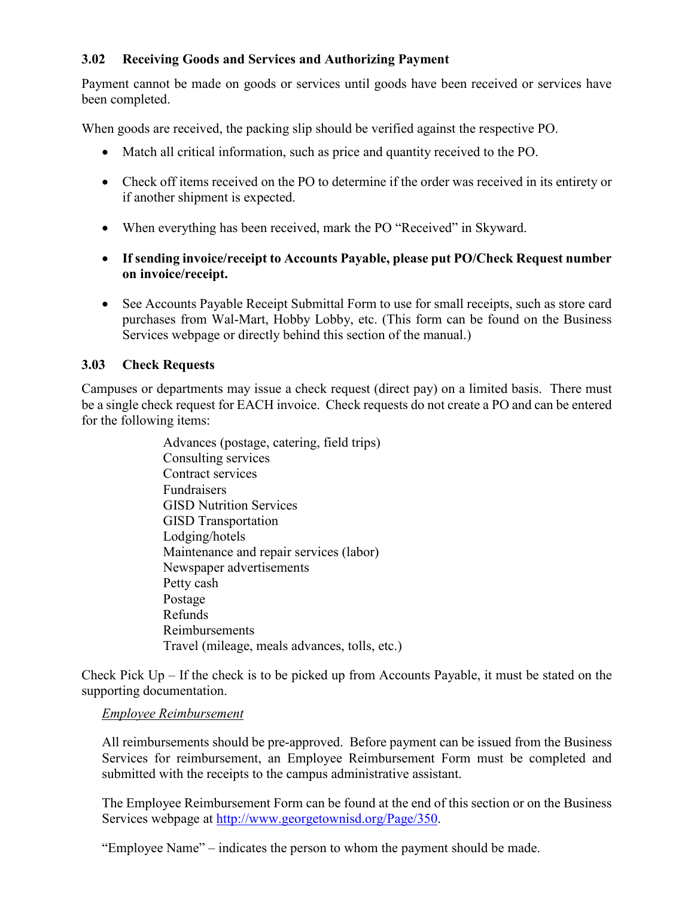### 3.02 Receiving Goods and Services and Authorizing Payment

Payment cannot be made on goods or services until goods have been received or services have been completed.

When goods are received, the packing slip should be verified against the respective PO.

- Match all critical information, such as price and quantity received to the PO.
- Check off items received on the PO to determine if the order was received in its entirety or if another shipment is expected.
- When everything has been received, mark the PO "Received" in Skyward.
- **If sending invoice/receipt to Accounts Payable, please put PO/Check Request number on invoice/receipt.**
- See Accounts Payable Receipt Submittal Form to use for small receipts, such as store card purchases from Wal-Mart, Hobby Lobby, etc. (This form can be found on the Business Services webpage or directly behind this section of the manual.)

### 3.03 Check Requests

Campuses or departments may issue a check request (direct pay) on a limited basis. There must be a single check request for EACH invoice. Check requests do not create a PO and can be entered for the following items:

Advances (postage, catering, field trips)
Consulting services
Contract services
Fundraisers
GISD Nutrition Services
GISD Transportation
Lodging/hotels
Maintenance and repair services (labor)
Newspaper advertisements
Petty cash
Postage
Refunds
Reimbursements
Travel (mileage, meals advances, tolls, etc.)

Check Pick Up – If the check is to be picked up from Accounts Payable, it must be stated on the supporting documentation.

*Employee Reimbursement*

All reimbursements should be pre-approved. Before payment can be issued from the Business Services for reimbursement, an Employee Reimbursement Form must be completed and submitted with the receipts to the campus administrative assistant.

The Employee Reimbursement Form can be found at the end of this section or on the Business Services webpage at http://www.georgetownisd.org/Page/350.

"Employee Name" – indicates the person to whom the payment should be made.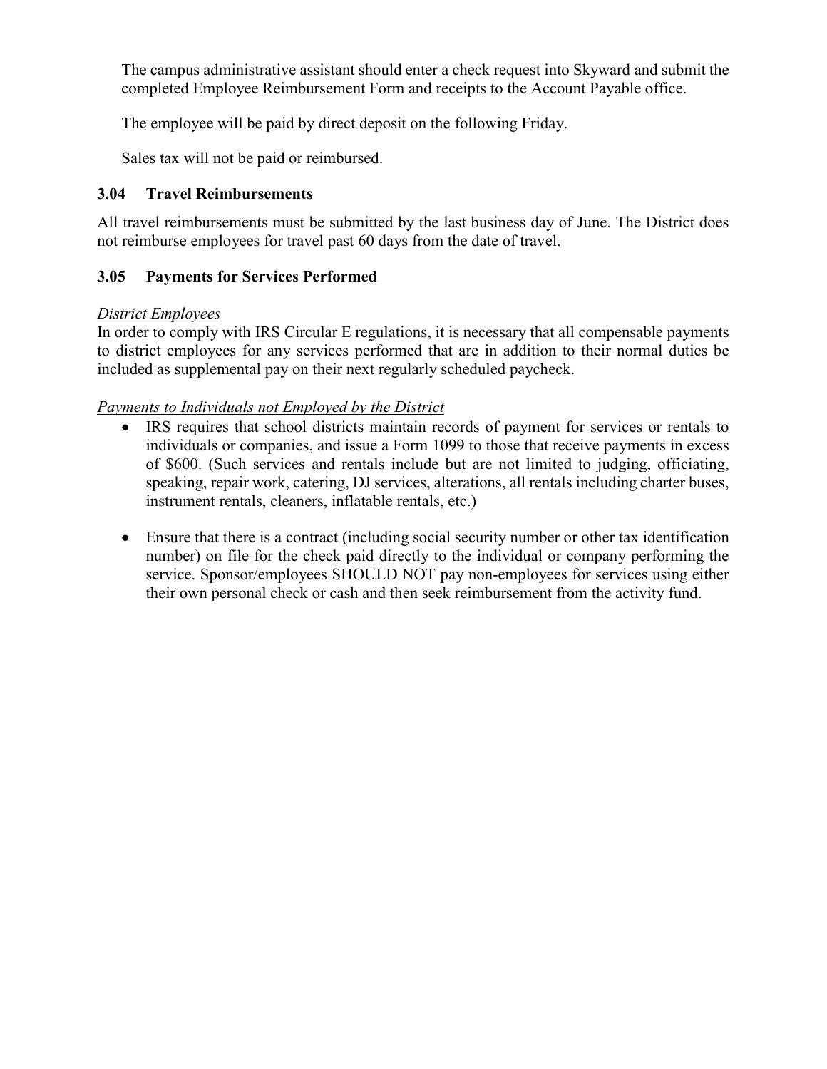The campus administrative assistant should enter a check request into Skyward and submit the completed Employee Reimbursement Form and receipts to the Account Payable office.

The employee will be paid by direct deposit on the following Friday.

Sales tax will not be paid or reimbursed.

### 3.04 Travel Reimbursements

All travel reimbursements must be submitted by the last business day of June. The District does not reimburse employees for travel past 60 days from the date of travel.

### 3.05 Payments for Services Performed

*District Employees*

In order to comply with IRS Circular E regulations, it is necessary that all compensable payments to district employees for any services performed that are in addition to their normal duties be included as supplemental pay on their next regularly scheduled paycheck.

*Payments to Individuals not Employed by the District*

- IRS requires that school districts maintain records of payment for services or rentals to individuals or companies, and issue a Form 1099 to those that receive payments in excess of $600. (Such services and rentals include but are not limited to judging, officiating, speaking, repair work, catering, DJ services, alterations, all rentals including charter buses, instrument rentals, cleaners, inflatable rentals, etc.)

- Ensure that there is a contract (including social security number or other tax identification number) on file for the check paid directly to the individual or company performing the service. Sponsor/employees SHOULD NOT pay non-employees for services using either their own personal check or cash and then seek reimbursement from the activity fund.